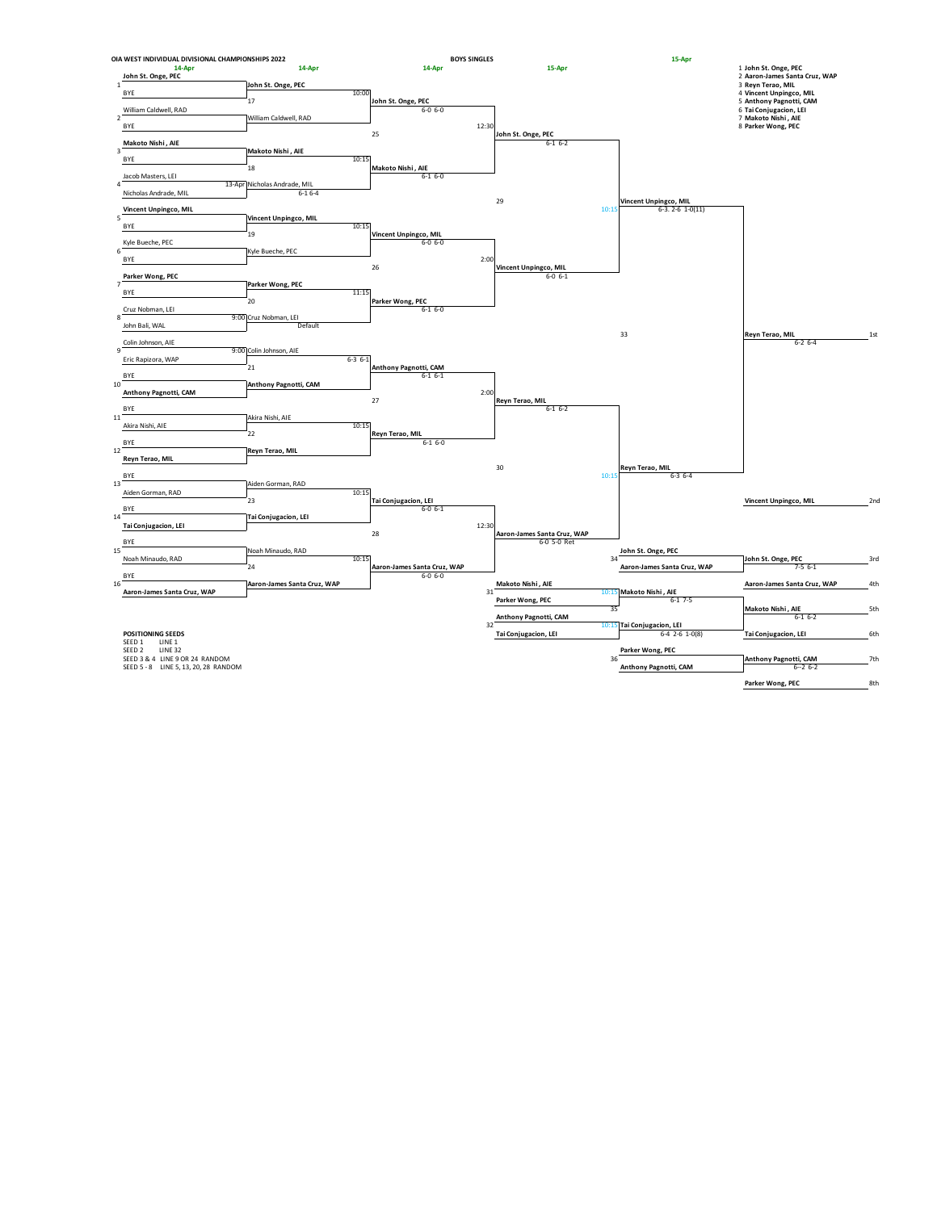# OIA WEST INDIVIDUAL DIVISIONAL CHAMPIONSHIPS 2022

## BOYS SINGLES

**Seeds**

1. John St. Onge, PEC
2. Aaron-James Santa Cruz, WAP
3. Reyn Terao, MIL
4. Vincent Unpingco, MIL
5. Anthony Pagnotti, CAM
6. Tai Conjugacion, LEI
7. Makoto Nishi, AIE
8. Parker Wong, PEC

### First Round (14-Apr)

| Line | Player |
|---|---|
| 1 | **John St. Onge, PEC** |
|  | BYE |
| 2 | William Caldwell, RAD |
|  | BYE |
| 3 | **Makoto Nishi, AIE** |
|  | BYE |
| 4 | Jacob Masters, LEI |
|  | Nicholas Andrade, MIL |
| 5 | **Vincent Unpingco, MIL** |
|  | BYE |
| 6 | Kyle Bueche, PEC |
|  | BYE |
| 7 | **Parker Wong, PEC** |
|  | BYE |
| 8 | Cruz Nobman, LEI |
|  | John Bali, WAL |
| 9 | Colin Johnson, AIE |
|  | Eric Rapizora, WAP |
| 10 | BYE |
|  | **Anthony Pagnotti, CAM** |
| 11 | BYE |
|  | Akira Nishi, AIE |
| 12 | BYE |
|  | **Reyn Terao, MIL** |
| 13 | BYE |
|  | Aiden Gorman, RAD |
| 14 | BYE |
|  | **Tai Conjugacion, LEI** |
| 15 | BYE |
|  | Noah Minaudo, RAD |
| 16 | BYE |
|  | **Aaron-James Santa Cruz, WAP** |

### Second Round (14-Apr)

| Match | Winner | Score / Time |
|---|---|---|
| 17 | John St. Onge, PEC vs William Caldwell, RAD | 10:00 |
| 18 | Makoto Nishi, AIE vs Nicholas Andrade, MIL (13-Apr, 6-1 6-4) | 10:15 |
| 19 | Vincent Unpingco, MIL vs Kyle Bueche, PEC | 10:15 |
| 20 | Parker Wong, PEC vs Cruz Nobman, LEI (9:00, Default) | 11:15 |
| 21 | Colin Johnson, AIE (9:00, 6-3 6-1) vs Anthony Pagnotti, CAM | |
| 22 | Akira Nishi, AIE vs Reyn Terao, MIL | 10:15 |
| 23 | Aiden Gorman, RAD vs Tai Conjugacion, LEI | 10:15 |
| 24 | Noah Minaudo, RAD vs Aaron-James Santa Cruz, WAP | 10:15 |

### Third Round (14-Apr)

| Match | Winner | Score | Next Time |
|---|---|---|---|
| 25 | John St. Onge, PEC | 6-0 6-0 | 12:30 |
| 25 | Makoto Nishi, AIE | 6-1 6-0 | |
| 26 | Vincent Unpingco, MIL | 6-0 6-0 | 2:00 |
| 26 | Parker Wong, PEC | 6-1 6-0 | |
| 27 | Anthony Pagnotti, CAM | 6-1 6-1 | 2:00 |
| 27 | Reyn Terao, MIL | 6-1 6-0 | |
| 28 | Tai Conjugacion, LEI | 6-0 6-1 | 12:30 |
| 28 | Aaron-James Santa Cruz, WAP | 6-0 6-0 | |

### Quarterfinals (14-Apr)

| Match | Winner | Score |
|---|---|---|
| 25 | John St. Onge, PEC | 6-1 6-2 |
| 26 | Vincent Unpingco, MIL | 6-0 6-1 |
| 27 | Reyn Terao, MIL | 6-1 6-2 |
| 28 | Aaron-James Santa Cruz, WAP | 6-0 5-0 Ret |

### Semifinals (15-Apr)

| Match | Winner | Score | Time |
|---|---|---|---|
| 29 | Vincent Unpingco, MIL | 6-3, 2-6 1-0(11) | 10:15 |
| 30 | Reyn Terao, MIL | 6-3 6-4 | 10:15 |

### Final (15-Apr)

| Match | Winner | Score |
|---|---|---|
| 33 | Reyn Terao, MIL | 6-2 6-4 |

### Placement Matches (15-Apr)

| Match | Players | Winner | Score |
|---|---|---|---|
| 34 | John St. Onge, PEC vs Aaron-James Santa Cruz, WAP | John St. Onge, PEC | 7-5 6-1 |
| 31 | Makoto Nishi, AIE vs Parker Wong, PEC (10:15) | Makoto Nishi, AIE | 6-1 7-5 |
| 32 | Anthony Pagnotti, CAM vs Tai Conjugacion, LEI (10:15) | Tai Conjugacion, LEI | 6-4 2-6 1-0(8) |
| 35 | Makoto Nishi, AIE vs Tai Conjugacion, LEI | Makoto Nishi, AIE | 6-1 6-2 |
| 36 | Parker Wong, PEC vs Anthony Pagnotti, CAM | Anthony Pagnotti, CAM | 6-2 6-2 |

### Final Standings

| Place | Player |
|---|---|
| 1st | Reyn Terao, MIL |
| 2nd | Vincent Unpingco, MIL |
| 3rd | John St. Onge, PEC |
| 4th | Aaron-James Santa Cruz, WAP |
| 5th | Makoto Nishi, AIE |
| 6th | Tai Conjugacion, LEI |
| 7th | Anthony Pagnotti, CAM |
| 8th | Parker Wong, PEC |

**POSITIONING SEEDS**

- SEED 1 — LINE 1
- SEED 2 — LINE 32
- SEED 3 & 4 — LINE 9 OR 24 RANDOM
- SEED 5 - 8 — LINE 5, 13, 20, 28 RANDOM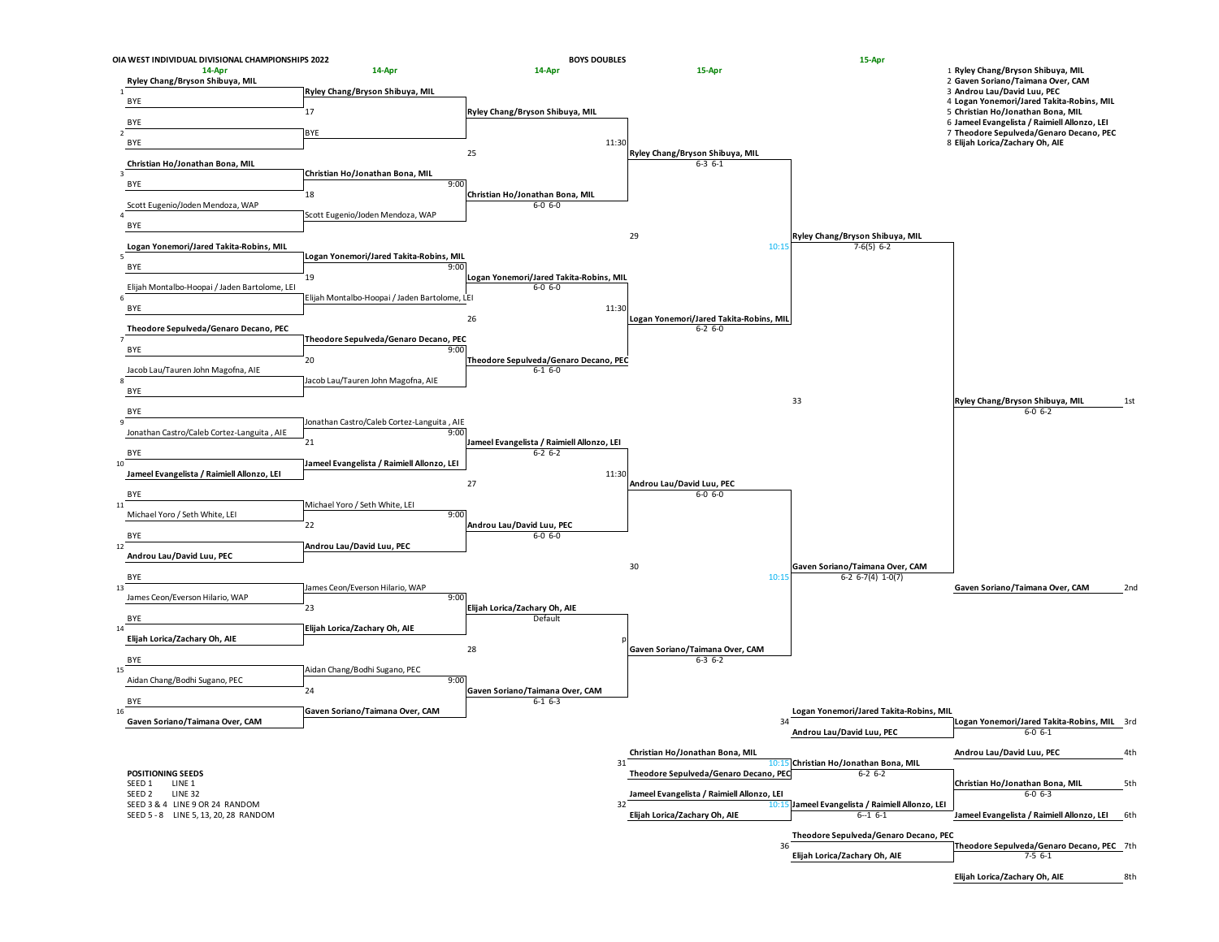# OIA WEST INDIVIDUAL DIVISIONAL CHAMPIONSHIPS 2022

## BOYS DOUBLES

### Seeds

1. Ryley Chang/Bryson Shibuya, MIL
2. Gaven Soriano/Taimana Over, CAM
3. Androu Lau/David Luu, PEC
4. Logan Yonemori/Jared Takita-Robins, MIL
5. Christian Ho/Jonathan Bona, MIL
6. Jameel Evangelista / Raimiell Allonzo, LEI
7. Theodore Sepulveda/Genaro Decano, PEC
8. Elijah Lorica/Zachary Oh, AIE

### First Round (14-Apr)

| Match | Player/Team | Opponent |
| --- | --- | --- |
| 1 | **Ryley Chang/Bryson Shibuya, MIL** | BYE |
| 2 | BYE | BYE |
| 3 | **Christian Ho/Jonathan Bona, MIL** | BYE |
| 4 | Scott Eugenio/Joden Mendoza, WAP | BYE |
| 5 | **Logan Yonemori/Jared Takita-Robins, MIL** | BYE |
| 6 | Elijah Montalbo-Hoopai / Jaden Bartolome, LEI | BYE |
| 7 | **Theodore Sepulveda/Genaro Decano, PEC** | BYE |
| 8 | Jacob Lau/Tauren John Magofna, AIE | BYE |
| 9 | BYE | Jonathan Castro/Caleb Cortez-Languita , AIE |
| 10 | BYE | **Jameel Evangelista / Raimiell Allonzo, LEI** |
| 11 | BYE | Michael Yoro / Seth White, LEI |
| 12 | BYE | **Androu Lau/David Luu, PEC** |
| 13 | BYE | James Ceon/Everson Hilario, WAP |
| 14 | BYE | **Elijah Lorica/Zachary Oh, AIE** |
| 15 | BYE | Aidan Chang/Bodhi Sugano, PEC |
| 16 | BYE | **Gaven Soriano/Taimana Over, CAM** |

### Second Round (14-Apr)

| Match | Time | Team | Team |
| --- | --- | --- | --- |
| 17 | | Ryley Chang/Bryson Shibuya, MIL | BYE |
| 18 | 9:00 | Christian Ho/Jonathan Bona, MIL | Scott Eugenio/Joden Mendoza, WAP |
| 19 | 9:00 | Logan Yonemori/Jared Takita-Robins, MIL | Elijah Montalbo-Hoopai / Jaden Bartolome, LEI |
| 20 | 9:00 | Theodore Sepulveda/Genaro Decano, PEC | Jacob Lau/Tauren John Magofna, AIE |
| 21 | 9:00 | Jonathan Castro/Caleb Cortez-Languita , AIE | Jameel Evangelista / Raimiell Allonzo, LEI |
| 22 | 9:00 | Michael Yoro / Seth White, LEI | Androu Lau/David Luu, PEC |
| 23 | 9:00 | James Ceon/Everson Hilario, WAP | Elijah Lorica/Zachary Oh, AIE |
| 24 | 9:00 | Aidan Chang/Bodhi Sugano, PEC | Gaven Soriano/Taimana Over, CAM |

### Quarterfinals (14-Apr)

| Match | Time | Winner | Score |
| --- | --- | --- | --- |
| 17 | | Ryley Chang/Bryson Shibuya, MIL | |
| 18 | | Christian Ho/Jonathan Bona, MIL | 6-0 6-0 |
| 19 | | Logan Yonemori/Jared Takita-Robins, MIL | 6-0 6-0 |
| 20 | | Theodore Sepulveda/Genaro Decano, PEC | 6-1 6-0 |
| 21 | | Jameel Evangelista / Raimiell Allonzo, LEI | 6-2 6-2 |
| 22 | | Androu Lau/David Luu, PEC | 6-0 6-0 |
| 23 | | Elijah Lorica/Zachary Oh, AIE | Default |
| 24 | | Gaven Soriano/Taimana Over, CAM | 6-1 6-3 |

### Round of 8 (15-Apr)

| Match | Time | Winner | Score |
| --- | --- | --- | --- |
| 25 | 11:30 | Ryley Chang/Bryson Shibuya, MIL | 6-3 6-1 |
| 26 | 11:30 | Logan Yonemori/Jared Takita-Robins, MIL | 6-2 6-0 |
| 27 | 11:30 | Androu Lau/David Luu, PEC | 6-0 6-0 |
| 28 | p | Gaven Soriano/Taimana Over, CAM | 6-3 6-2 |

### Semifinals (15-Apr)

| Match | Time | Winner | Score |
| --- | --- | --- | --- |
| 29 | 10:15 | Ryley Chang/Bryson Shibuya, MIL | 7-6(5) 6-2 |
| 30 | 10:15 | Gaven Soriano/Taimana Over, CAM | 6-2 6-7(4) 1-0(7) |

### Final

| Match | Winner | Score |
| --- | --- | --- |
| 33 | Ryley Chang/Bryson Shibuya, MIL | 6-0 6-2 |

### Placement Matches

| Match | Time | Team | Team | Winner | Score |
| --- | --- | --- | --- | --- | --- |
| 34 | | Logan Yonemori/Jared Takita-Robins, MIL | Androu Lau/David Luu, PEC | Logan Yonemori/Jared Takita-Robins, MIL | 6-0 6-1 |
| 31 | 10:15 | Christian Ho/Jonathan Bona, MIL | Theodore Sepulveda/Genaro Decano, PEC | Christian Ho/Jonathan Bona, MIL | 6-2 6-2 |
| 32 | 10:15 | Jameel Evangelista / Raimiell Allonzo, LEI | Elijah Lorica/Zachary Oh, AIE | Jameel Evangelista / Raimiell Allonzo, LEI | 6--1 6-1 |
| 35 | | Christian Ho/Jonathan Bona, MIL | Jameel Evangelista / Raimiell Allonzo, LEI | Christian Ho/Jonathan Bona, MIL | 6-0 6-3 |
| 36 | | Theodore Sepulveda/Genaro Decano, PEC | Elijah Lorica/Zachary Oh, AIE | Theodore Sepulveda/Genaro Decano, PEC | 7-5 6-1 |

### Final Standings

| Place | Team |
| --- | --- |
| 1st | Ryley Chang/Bryson Shibuya, MIL |
| 2nd | Gaven Soriano/Taimana Over, CAM |
| 3rd | Logan Yonemori/Jared Takita-Robins, MIL |
| 4th | Androu Lau/David Luu, PEC |
| 5th | Christian Ho/Jonathan Bona, MIL |
| 6th | Jameel Evangelista / Raimiell Allonzo, LEI |
| 7th | Theodore Sepulveda/Genaro Decano, PEC |
| 8th | Elijah Lorica/Zachary Oh, AIE |

### POSITIONING SEEDS

- SEED 1 LINE 1
- SEED 2 LINE 32
- SEED 3 & 4 LINE 9 OR 24 RANDOM
- SEED 5 - 8 LINE 5, 13, 20, 28 RANDOM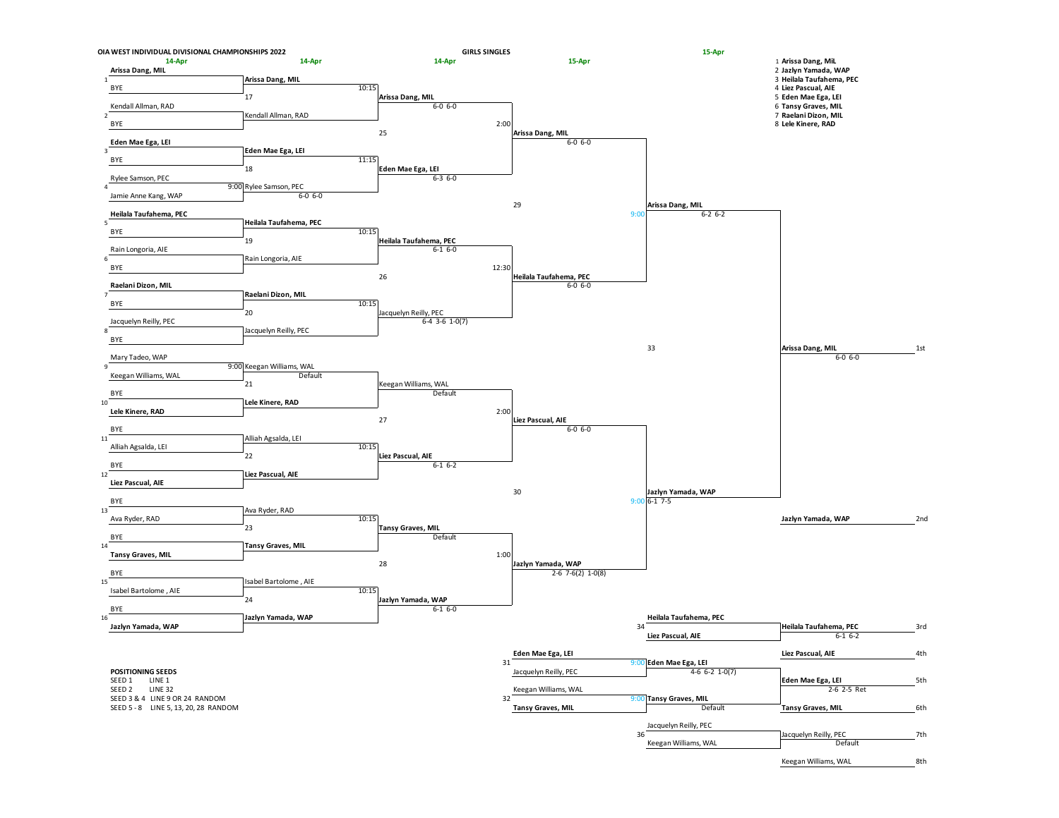# OIA WEST INDIVIDUAL DIVISIONAL CHAMPIONSHIPS 2022

## GIRLS SINGLES

### Seeds

1. **Arissa Dang, MiL**
2. **Jazlyn Yamada, WAP**
3. **Heilala Taufahema, PEC**
4. **Liez Pascual, AIE**
5. **Eden Mae Ega, LEI**
6. **Tansy Graves, MIL**
7. **Raelani Dizon, MIL**
8. **Lele Kinere, RAD**

### First Round (14-Apr)

| Line | Player |
|---|---|
| 1 | **Arissa Dang, MIL** |
| | BYE |
| | Kendall Allman, RAD |
| 2 | BYE |
| | **Eden Mae Ega, LEI** |
| 3 | BYE |
| | Rylee Samson, PEC |
| 4 | Jamie Anne Kang, WAP |
| | **Heilala Taufahema, PEC** |
| 5 | BYE |
| | Rain Longoria, AIE |
| 6 | BYE |
| | **Raelani Dizon, MIL** |
| 7 | BYE |
| | Jacquelyn Reilly, PEC |
| 8 | BYE |
| | Mary Tadeo, WAP |
| 9 | Keegan Williams, WAL |
| | BYE |
| 10 | **Lele Kinere, RAD** |
| | BYE |
| 11 | Alliah Agsalda, LEI |
| | BYE |
| 12 | **Liez Pascual, AIE** |
| | BYE |
| 13 | Ava Ryder, RAD |
| | BYE |
| 14 | **Tansy Graves, MIL** |
| | BYE |
| 15 | Isabel Bartolome , AIE |
| | BYE |
| 16 | **Jazlyn Yamada, WAP** |

### Second Round (14-Apr)

| Match | Time | Winner | Score |
|---|---|---|---|
| 17 | 10:15 | **Arissa Dang, MIL** / Kendall Allman, RAD | |
| 18 | 11:15 | **Eden Mae Ega, LEI** / Rylee Samson, PEC | |
| (Line 4) | 9:00 | Rylee Samson, PEC | 6-0 6-0 |
| 19 | 10:15 | **Heilala Taufahema, PEC** / Rain Longoria, AIE | |
| 20 | 10:15 | **Raelani Dizon, MIL** / Jacquelyn Reilly, PEC | |
| (Line 9) | 9:00 | Keegan Williams, WAL | Default |
| 21 | | Keegan Williams, WAL / **Lele Kinere, RAD** | |
| 22 | 10:15 | Alliah Agsalda, LEI / **Liez Pascual, AIE** | |
| 23 | 10:15 | Ava Ryder, RAD / **Tansy Graves, MIL** | |
| 24 | 10:15 | Isabel Bartolome , AIE / **Jazlyn Yamada, WAP** | |

### Quarterfinals (14-Apr)

| Match | Time | Winner | Score |
|---|---|---|---|
| 17 | | **Arissa Dang, MIL** | 6-0 6-0 |
| 18 | | **Eden Mae Ega, LEI** | 6-3 6-0 |
| 19 | | **Heilala Taufahema, PEC** | 6-1 6-0 |
| 20 | | Jacquelyn Reilly, PEC | 6-4 3-6 1-0(7) |
| 21 | | Keegan Williams, WAL | Default |
| 22 | | **Liez Pascual, AIE** | 6-1 6-2 |
| 23 | | **Tansy Graves, MIL** | Default |
| 24 | | **Jazlyn Yamada, WAP** | 6-1 6-0 |

### Round of 8 (15-Apr)

| Match | Time | Winner | Score |
|---|---|---|---|
| 25 | 2:00 | **Arissa Dang, MIL** | 6-0 6-0 |
| 26 | 12:30 | **Heilala Taufahema, PEC** | 6-0 6-0 |
| 27 | 2:00 | **Liez Pascual, AIE** | 6-0 6-0 |
| 28 | 1:00 | **Jazlyn Yamada, WAP** | 2-6 7-6(2) 1-0(8) |

### Semifinals (15-Apr)

| Match | Time | Winner | Score |
|---|---|---|---|
| 29 | 9:00 | **Arissa Dang, MIL** | 6-2 6-2 |
| 30 | 9:00 | **Jazlyn Yamada, WAP** | 6-1 7-5 |

### Final

| Match | Winner | Score |
|---|---|---|
| 33 | **Arissa Dang, MIL** | 6-0 6-0 |

### Playoff Matches

| Match | Time | Players | Winner | Score |
|---|---|---|---|---|
| 31 | 9:00 | **Eden Mae Ega, LEI** / Jacquelyn Reilly, PEC | **Eden Mae Ega, LEI** | 4-6 6-2 1-0(7) |
| 32 | 9:00 | Keegan Williams, WAL / **Tansy Graves, MIL** | **Tansy Graves, MIL** | Default |
| 34 | | **Heilala Taufahema, PEC** / **Liez Pascual, AIE** | **Heilala Taufahema, PEC** | 6-1 6-2 |
| (5th) | | **Eden Mae Ega, LEI** / **Tansy Graves, MIL** | **Eden Mae Ega, LEI** | 2-6 2-5 Ret |
| 36 | | Jacquelyn Reilly, PEC / Keegan Williams, WAL | Jacquelyn Reilly, PEC | Default |

### Final Placings

| Place | Player |
|---|---|
| 1st | **Arissa Dang, MIL** |
| 2nd | **Jazlyn Yamada, WAP** |
| 3rd | **Heilala Taufahema, PEC** |
| 4th | **Liez Pascual, AIE** |
| 5th | **Eden Mae Ega, LEI** |
| 6th | **Tansy Graves, MIL** |
| 7th | Jacquelyn Reilly, PEC |
| 8th | Keegan Williams, WAL |

### POSITIONING SEEDS

| Seed | Line |
|---|---|
| SEED 1 | LINE 1 |
| SEED 2 | LINE 32 |
| SEED 3 & 4 | LINE 9 OR 24 RANDOM |
| SEED 5 - 8 | LINE 5, 13, 20, 28 RANDOM |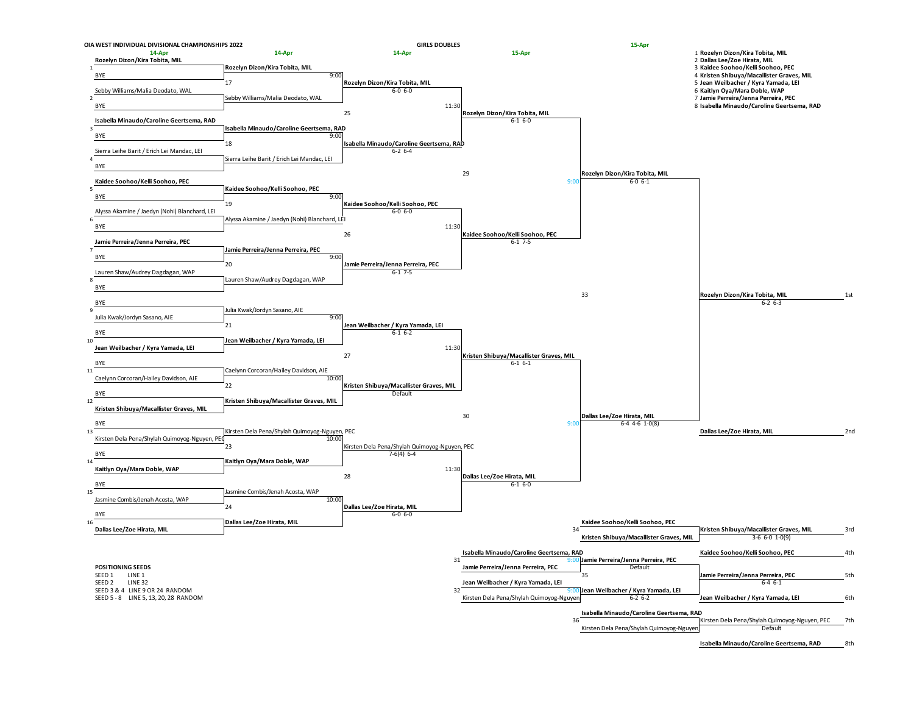# OIA WEST INDIVIDUAL DIVISIONAL CHAMPIONSHIPS 2022

## GIRLS DOUBLES

### Seeds

1 Rozelyn Dizon/Kira Tobita, MIL
2 Dallas Lee/Zoe Hirata, MIL
3 Kaidee Soohoo/Kelli Soohoo, PEC
4 Kristen Shibuya/Macallister Graves, MIL
5 Jean Weilbacher / Kyra Yamada, LEI
6 Kaitlyn Oya/Mara Doble, WAP
7 Jamie Perreira/Jenna Perreira, PEC
8 Isabella Minaudo/Caroline Geertsema, RAD

### First Round (14-Apr)

| Line | Player/Team |
|---|---|
| 1 | **Rozelyn Dizon/Kira Tobita, MIL** |
| | BYE |
| 2 | Sebby Williams/Malia Deodato, WAL |
| | BYE |
| 3 | **Isabella Minaudo/Caroline Geertsema, RAD** |
| | BYE |
| 4 | Sierra Leihe Barit / Erich Lei Mandac, LEI |
| | BYE |
| 5 | **Kaidee Soohoo/Kelli Soohoo, PEC** |
| | BYE |
| 6 | Alyssa Akamine / Jaedyn (Nohi) Blanchard, LEI |
| | BYE |
| 7 | **Jamie Perreira/Jenna Perreira, PEC** |
| | BYE |
| 8 | Lauren Shaw/Audrey Dagdagan, WAP |
| | BYE |
| 9 | BYE |
| | Julia Kwak/Jordyn Sasano, AIE |
| 10 | BYE |
| | **Jean Weilbacher / Kyra Yamada, LEI** |
| 11 | BYE |
| | Caelynn Corcoran/Hailey Davidson, AIE |
| 12 | BYE |
| | **Kristen Shibuya/Macallister Graves, MIL** |
| 13 | BYE |
| | Kirsten Dela Pena/Shylah Quimoyog-Nguyen, PEC |
| 14 | BYE |
| | **Kaitlyn Oya/Mara Doble, WAP** |
| 15 | BYE |
| | Jasmine Combis/Jenah Acosta, WAP |
| 16 | BYE |
| | **Dallas Lee/Zoe Hirata, MIL** |

### Second Round (14-Apr)

| Match | Winner | Time |
|---|---|---|
| 17 | **Rozelyn Dizon/Kira Tobita, MIL** / Sebby Williams/Malia Deodato, WAL | 9:00 |
| 18 | **Isabella Minaudo/Caroline Geertsema, RAD** / Sierra Leihe Barit / Erich Lei Mandac, LEI | 9:00 |
| 19 | **Kaidee Soohoo/Kelli Soohoo, PEC** / Alyssa Akamine / Jaedyn (Nohi) Blanchard, LEI | 9:00 |
| 20 | **Jamie Perreira/Jenna Perreira, PEC** / Lauren Shaw/Audrey Dagdagan, WAP | 9:00 |
| 21 | Julia Kwak/Jordyn Sasano, AIE / **Jean Weilbacher / Kyra Yamada, LEI** | 9:00 |
| 22 | Caelynn Corcoran/Hailey Davidson, AIE / **Kristen Shibuya/Macallister Graves, MIL** | 10:00 |
| 23 | Kirsten Dela Pena/Shylah Quimoyog-Nguyen, PEC / **Kaitlyn Oya/Mara Doble, WAP** | 10:00 |
| 24 | Jasmine Combis/Jenah Acosta, WAP / **Dallas Lee/Zoe Hirata, MIL** | 10:00 |

### Third Round (14-Apr)

| Match | Winner | Score | Time |
|---|---|---|---|
| 17 | Rozelyn Dizon/Kira Tobita, MIL | 6-0 6-0 | |
| 18 | Isabella Minaudo/Caroline Geertsema, RAD | 6-2 6-4 | |
| 19 | Kaidee Soohoo/Kelli Soohoo, PEC | 6-0 6-0 | |
| 20 | Jamie Perreira/Jenna Perreira, PEC | 6-1 7-5 | |
| 21 | Jean Weilbacher / Kyra Yamada, LEI | 6-1 6-2 | |
| 22 | Kristen Shibuya/Macallister Graves, MIL | Default | |
| 23 | Kirsten Dela Pena/Shylah Quimoyog-Nguyen, PEC | 7-6(4) 6-4 | |
| 24 | Dallas Lee/Zoe Hirata, MIL | 6-0 6-0 | |

### Quarterfinals (15-Apr)

| Match | Winner | Score | Time |
|---|---|---|---|
| 25 | Rozelyn Dizon/Kira Tobita, MIL | 6-1 6-0 | 11:30 |
| 26 | Kaidee Soohoo/Kelli Soohoo, PEC | 6-1 7-5 | 11:30 |
| 27 | Kristen Shibuya/Macallister Graves, MIL | 6-1 6-1 | 11:30 |
| 28 | Dallas Lee/Zoe Hirata, MIL | 6-1 6-0 | 11:30 |

### Semifinals (15-Apr)

| Match | Winner | Score | Time |
|---|---|---|---|
| 29 | Rozelyn Dizon/Kira Tobita, MIL | 6-0 6-1 | 9:00 |
| 30 | Dallas Lee/Zoe Hirata, MIL | 6-4 4-6 1-0(8) | 9:00 |

### Final

| Match | Winner | Score |
|---|---|---|
| 33 | Rozelyn Dizon/Kira Tobita, MIL | 6-2 6-3 |

### Playoff Matches

| Match | Team 1 | Team 2 | Winner | Score | Time |
|---|---|---|---|---|---|
| 31 | Isabella Minaudo/Caroline Geertsema, RAD | Jamie Perreira/Jenna Perreira, PEC | Jamie Perreira/Jenna Perreira, PEC | Default | 9:00 |
| 32 | Jean Weilbacher / Kyra Yamada, LEI | Kirsten Dela Pena/Shylah Quimoyog-Nguyen | Jean Weilbacher / Kyra Yamada, LEI | 6-2 6-2 | 9:00 |
| 34 | Kaidee Soohoo/Kelli Soohoo, PEC | Kristen Shibuya/Macallister Graves, MIL | Kristen Shibuya/Macallister Graves, MIL | 3-6 6-0 1-0(9) | |
| 35 | Jamie Perreira/Jenna Perreira, PEC | Jean Weilbacher / Kyra Yamada, LEI | Jamie Perreira/Jenna Perreira, PEC | 6-4 6-1 | |
| 36 | Isabella Minaudo/Caroline Geertsema, RAD | Kirsten Dela Pena/Shylah Quimoyog-Nguyen | Kirsten Dela Pena/Shylah Quimoyog-Nguyen, PEC | Default | |

### Final Placings

| Place | Team |
|---|---|
| 1st | Rozelyn Dizon/Kira Tobita, MIL |
| 2nd | Dallas Lee/Zoe Hirata, MIL |
| 3rd | Kristen Shibuya/Macallister Graves, MIL |
| 4th | Kaidee Soohoo/Kelli Soohoo, PEC |
| 5th | Jamie Perreira/Jenna Perreira, PEC |
| 6th | Jean Weilbacher / Kyra Yamada, LEI |
| 7th | Kirsten Dela Pena/Shylah Quimoyog-Nguyen, PEC |
| 8th | Isabella Minaudo/Caroline Geertsema, RAD |

### POSITIONING SEEDS

SEED 1 LINE 1
SEED 2 LINE 32
SEED 3 & 4 LINE 9 OR 24 RANDOM
SEED 5 - 8 LINE 5, 13, 20, 28 RANDOM